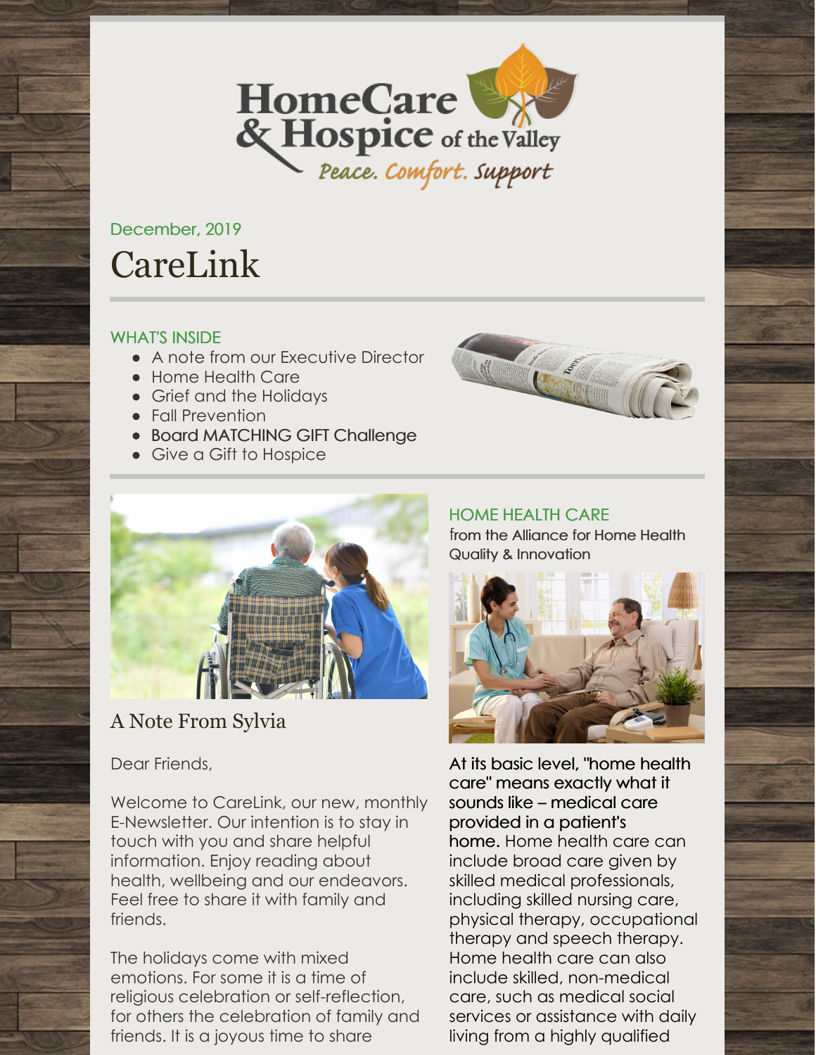HomeCare & Hospice of the Valley

*Peace. Comfort. Support*

December, 2019

# CareLink

## WHAT'S INSIDE

- A note from our Executive Director
- Home Health Care
- Grief and the Holidays
- Fall Prevention
- Board MATCHING GIFT Challenge
- Give a Gift to Hospice

## A Note From Sylvia

Dear Friends,

Welcome to CareLink, our new, monthly E-Newsletter. Our intention is to stay in touch with you and share helpful information. Enjoy reading about health, wellbeing and our endeavors. Feel free to share it with family and friends.

The holidays come with mixed emotions. For some it is a time of religious celebration or self-reflection, for others the celebration of family and friends. It is a joyous time to share

## HOME HEALTH CARE

from the Alliance for Home Health Quality & Innovation

**At its basic level, "home health care" means exactly what it sounds like – medical care provided in a patient's home.** Home health care can include broad care given by skilled medical professionals, including skilled nursing care, physical therapy, occupational therapy and speech therapy. Home health care can also include skilled, non-medical care, such as medical social services or assistance with daily living from a highly qualified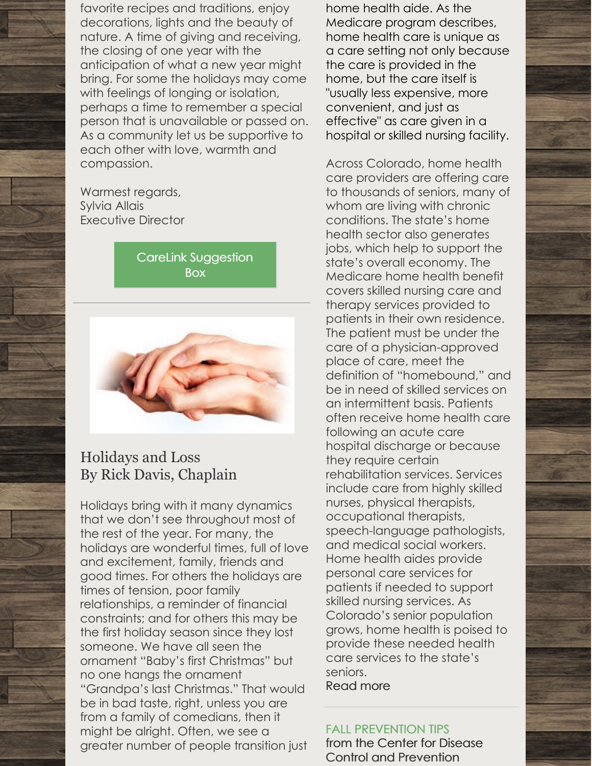favorite recipes and traditions, enjoy decorations, lights and the beauty of nature. A time of giving and receiving, the closing of one year with the anticipation of what a new year might bring. For some the holidays may come with feelings of longing or isolation, perhaps a time to remember a special person that is unavailable or passed on. As a community let us be supportive to each other with love, warmth and compassion.

Warmest regards,
Sylvia Allais
Executive Director

CareLink Suggestion Box

---

## Holidays and Loss
## By Rick Davis, Chaplain

Holidays bring with it many dynamics that we don't see throughout most of the rest of the year. For many, the holidays are wonderful times, full of love and excitement, family, friends and good times. For others the holidays are times of tension, poor family relationships, a reminder of financial constraints; and for others this may be the first holiday season since they lost someone. We have all seen the ornament "Baby's first Christmas" but no one hangs the ornament "Grandpa's last Christmas." That would be in bad taste, right, unless you are from a family of comedians, then it might be alright. Often, we see a greater number of people transition just

home health aide. As the Medicare program describes, home health care is unique as a care setting not only because the care is provided in the home, but the care itself is "usually less expensive, more convenient, and just as effective" as care given in a hospital or skilled nursing facility.

Across Colorado, home health care providers are offering care to thousands of seniors, many of whom are living with chronic conditions. The state's home health sector also generates jobs, which help to support the state's overall economy. The Medicare home health benefit covers skilled nursing care and therapy services provided to patients in their own residence. The patient must be under the care of a physician-approved place of care, meet the definition of "homebound," and be in need of skilled services on an intermittent basis. Patients often receive home health care following an acute care hospital discharge or because they require certain rehabilitation services. Services include care from highly skilled nurses, physical therapists, occupational therapists, speech-language pathologists, and medical social workers. Home health aides provide personal care services for patients if needed to support skilled nursing services. As Colorado's senior population grows, home health is poised to provide these needed health care services to the state's seniors.
Read more

---

FALL PREVENTION TIPS
from the Center for Disease Control and Prevention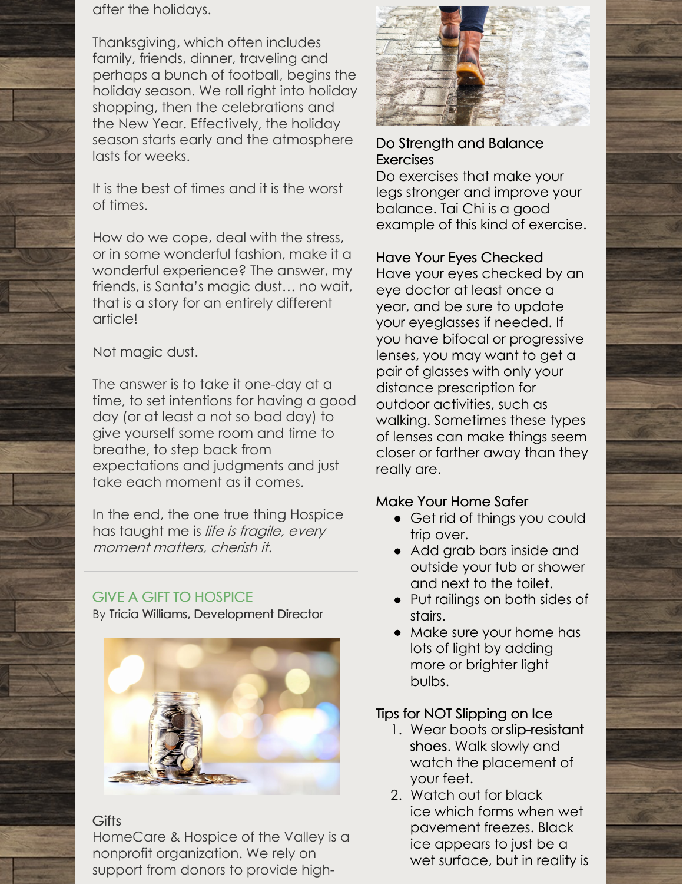after the holidays.

Thanksgiving, which often includes family, friends, dinner, traveling and perhaps a bunch of football, begins the holiday season. We roll right into holiday shopping, then the celebrations and the New Year. Effectively, the holiday season starts early and the atmosphere lasts for weeks.

It is the best of times and it is the worst of times.

How do we cope, deal with the stress, or in some wonderful fashion, make it a wonderful experience? The answer, my friends, is Santa's magic dust… no wait, that is a story for an entirely different article!

Not magic dust.

The answer is to take it one-day at a time, to set intentions for having a good day (or at least a not so bad day) to give yourself some room and time to breathe, to step back from expectations and judgments and just take each moment as it comes.

In the end, the one true thing Hospice has taught me is *life is fragile, every moment matters, cherish it.*

## GIVE A GIFT TO HOSPICE

By Tricia Williams, Development Director

### Gifts

HomeCare & Hospice of the Valley is a nonprofit organization. We rely on support from donors to provide high-

### Do Strength and Balance Exercises

Do exercises that make your legs stronger and improve your balance. Tai Chi is a good example of this kind of exercise.

### Have Your Eyes Checked

Have your eyes checked by an eye doctor at least once a year, and be sure to update your eyeglasses if needed. If you have bifocal or progressive lenses, you may want to get a pair of glasses with only your distance prescription for outdoor activities, such as walking. Sometimes these types of lenses can make things seem closer or farther away than they really are.

### Make Your Home Safer

- Get rid of things you could trip over.
- Add grab bars inside and outside your tub or shower and next to the toilet.
- Put railings on both sides of stairs.
- Make sure your home has lots of light by adding more or brighter light bulbs.

### Tips for NOT Slipping on Ice

1. Wear boots or slip-resistant shoes. Walk slowly and watch the placement of your feet.
2. Watch out for black ice which forms when wet pavement freezes. Black ice appears to just be a wet surface, but in reality is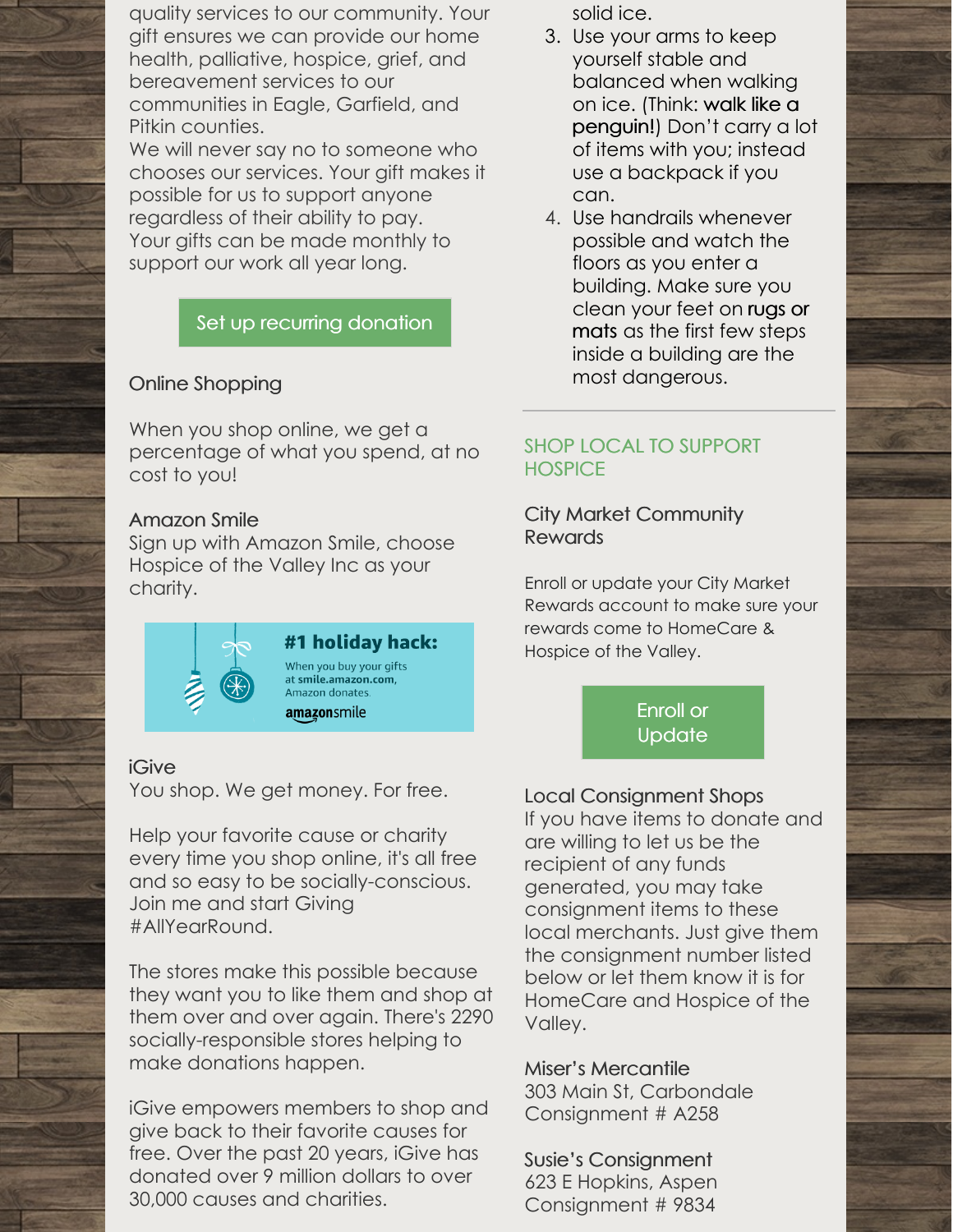quality services to our community. Your gift ensures we can provide our home health, palliative, hospice, grief, and bereavement services to our communities in Eagle, Garfield, and Pitkin counties.

We will never say no to someone who chooses our services. Your gift makes it possible for us to support anyone regardless of their ability to pay.

Your gifts can be made monthly to support our work all year long.

Set up recurring donation

### Online Shopping

When you shop online, we get a percentage of what you spend, at no cost to you!

**Amazon Smile**

Sign up with Amazon Smile, choose Hospice of the Valley Inc as your charity.

**#1 holiday hack:**

When you buy your gifts at **smile.amazon.com**, Amazon donates.

amazonsmile

**iGive**

You shop. We get money. For free.

Help your favorite cause or charity every time you shop online, it's all free and so easy to be socially-conscious. Join me and start Giving #AllYearRound.

The stores make this possible because they want you to like them and shop at them over and over again. There's 2290 socially-responsible stores helping to make donations happen.

iGive empowers members to shop and give back to their favorite causes for free. Over the past 20 years, iGive has donated over 9 million dollars to over 30,000 causes and charities.

solid ice.

3. Use your arms to keep yourself stable and balanced when walking on ice. (Think: walk like a penguin!) Don't carry a lot of items with you; instead use a backpack if you can.
4. Use handrails whenever possible and watch the floors as you enter a building. Make sure you clean your feet on rugs or mats as the first few steps inside a building are the most dangerous.

---

## SHOP LOCAL TO SUPPORT HOSPICE

### City Market Community Rewards

Enroll or update your City Market Rewards account to make sure your rewards come to HomeCare & Hospice of the Valley.

Enroll or Update

**Local Consignment Shops**

If you have items to donate and are willing to let us be the recipient of any funds generated, you may take consignment items to these local merchants. Just give them the consignment number listed below or let them know it is for HomeCare and Hospice of the Valley.

**Miser's Mercantile**
303 Main St, Carbondale
Consignment # A258

**Susie's Consignment**
623 E Hopkins, Aspen
Consignment # 9834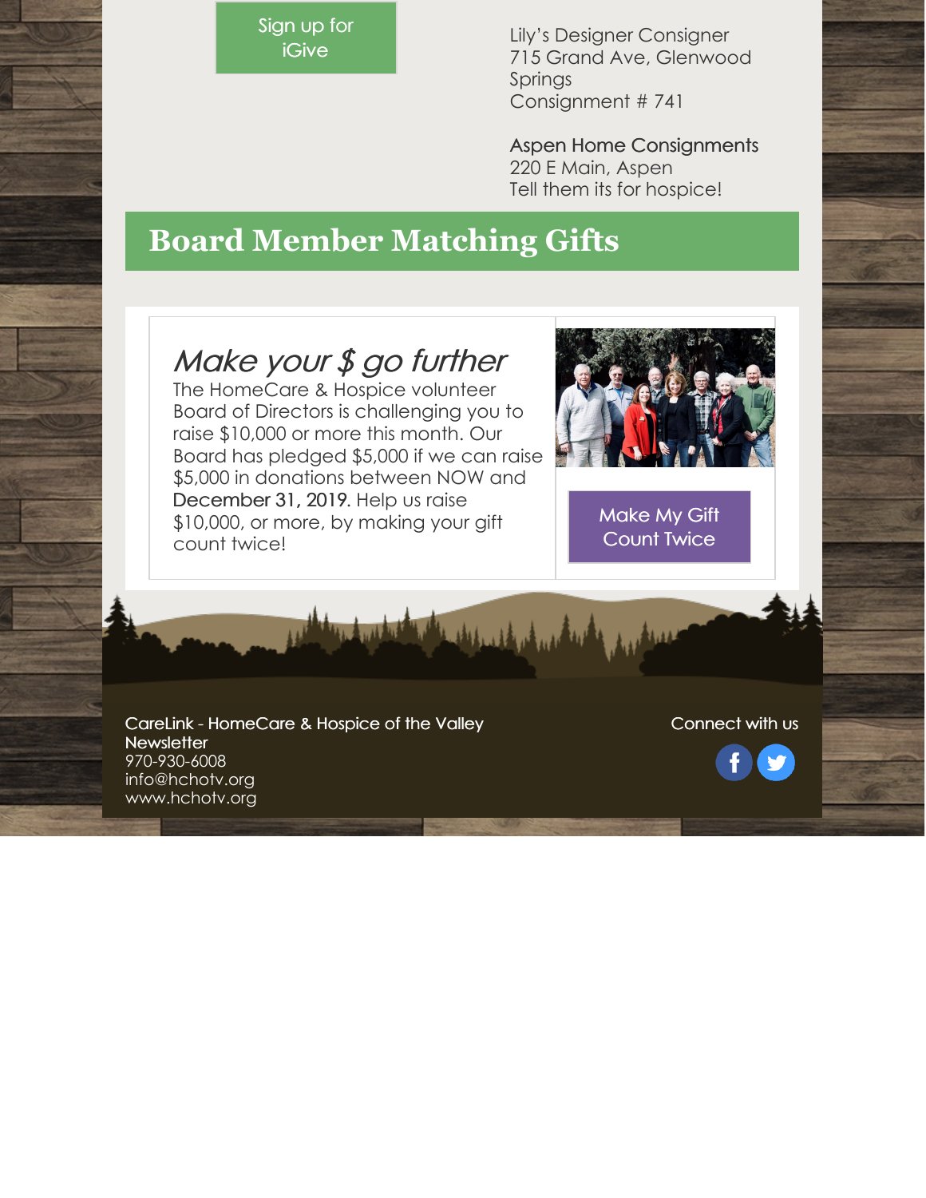Sign up for iGive

Lily's Designer Consigner
715 Grand Ave, Glenwood Springs
Consignment # 741

Aspen Home Consignments
220 E Main, Aspen
Tell them its for hospice!

## Board Member Matching Gifts

### *Make your $ go further*

The HomeCare & Hospice volunteer Board of Directors is challenging you to raise $10,000 or more this month. Our Board has pledged $5,000 if we can raise $5,000 in donations between NOW and December 31, 2019. Help us raise $10,000, or more, by making your gift count twice!

Make My Gift Count Twice

CareLink - HomeCare & Hospice of the Valley Newsletter
970-930-6008
info@hchotv.org
www.hchotv.org

Connect with us